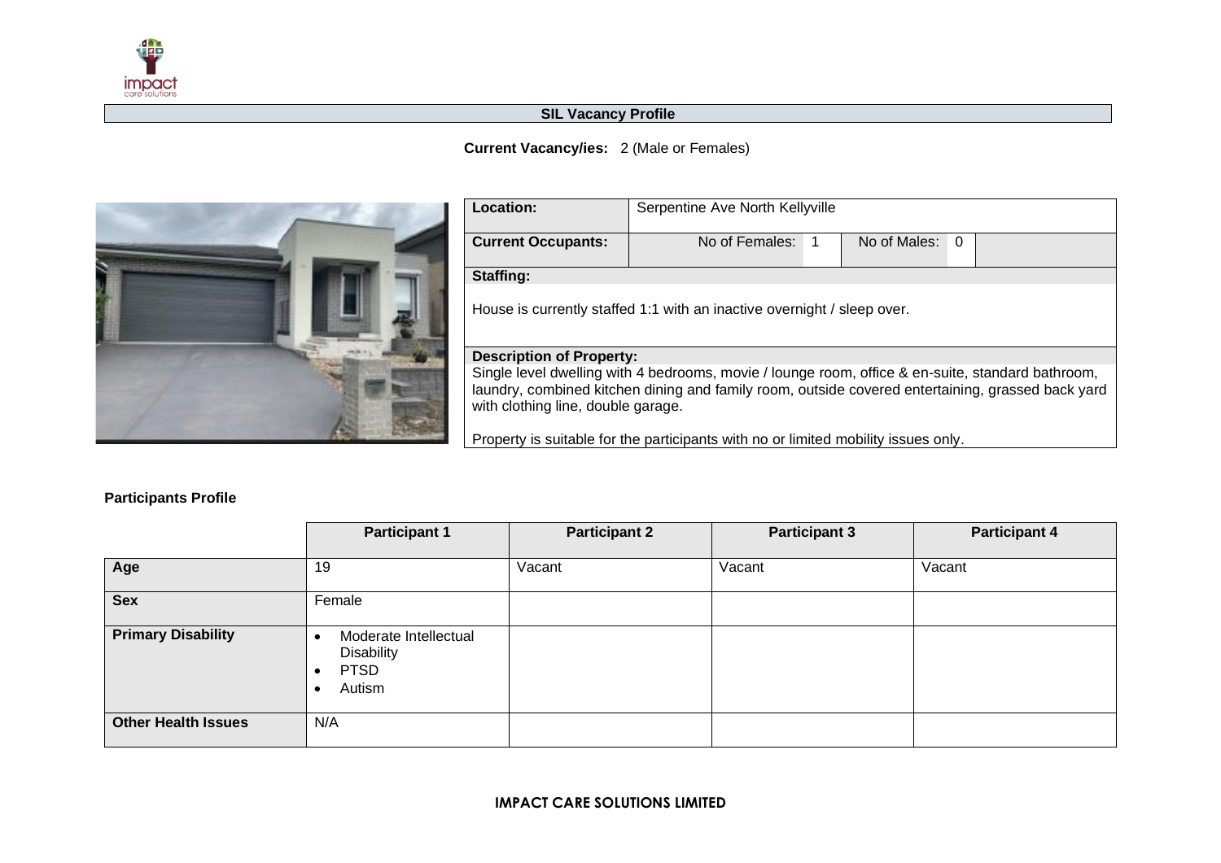## SIL Vacancy Profile

**Current Vacancy/ies:** 2 (Male or Females)

| **Location:** | Serpentine Ave North Kellyville | | | |
|---|---|---|---|---|
| **Current Occupants:** | No of Females: | 1 | No of Males: | 0 |

**Staffing:**

House is currently staffed 1:1 with an inactive overnight / sleep over.

**Description of Property:**

Single level dwelling with 4 bedrooms, movie / lounge room, office & en-suite, standard bathroom, laundry, combined kitchen dining and family room, outside covered entertaining, grassed back yard with clothing line, double garage.

Property is suitable for the participants with no or limited mobility issues only.

**Participants Profile**

| | **Participant 1** | **Participant 2** | **Participant 3** | **Participant 4** |
|---|---|---|---|---|
| **Age** | 19 | Vacant | Vacant | Vacant |
| **Sex** | Female | | | |
| **Primary Disability** | • Moderate Intellectual Disability<br>• PTSD<br>• Autism | | | |
| **Other Health Issues** | N/A | | | |

**IMPACT CARE SOLUTIONS LIMITED**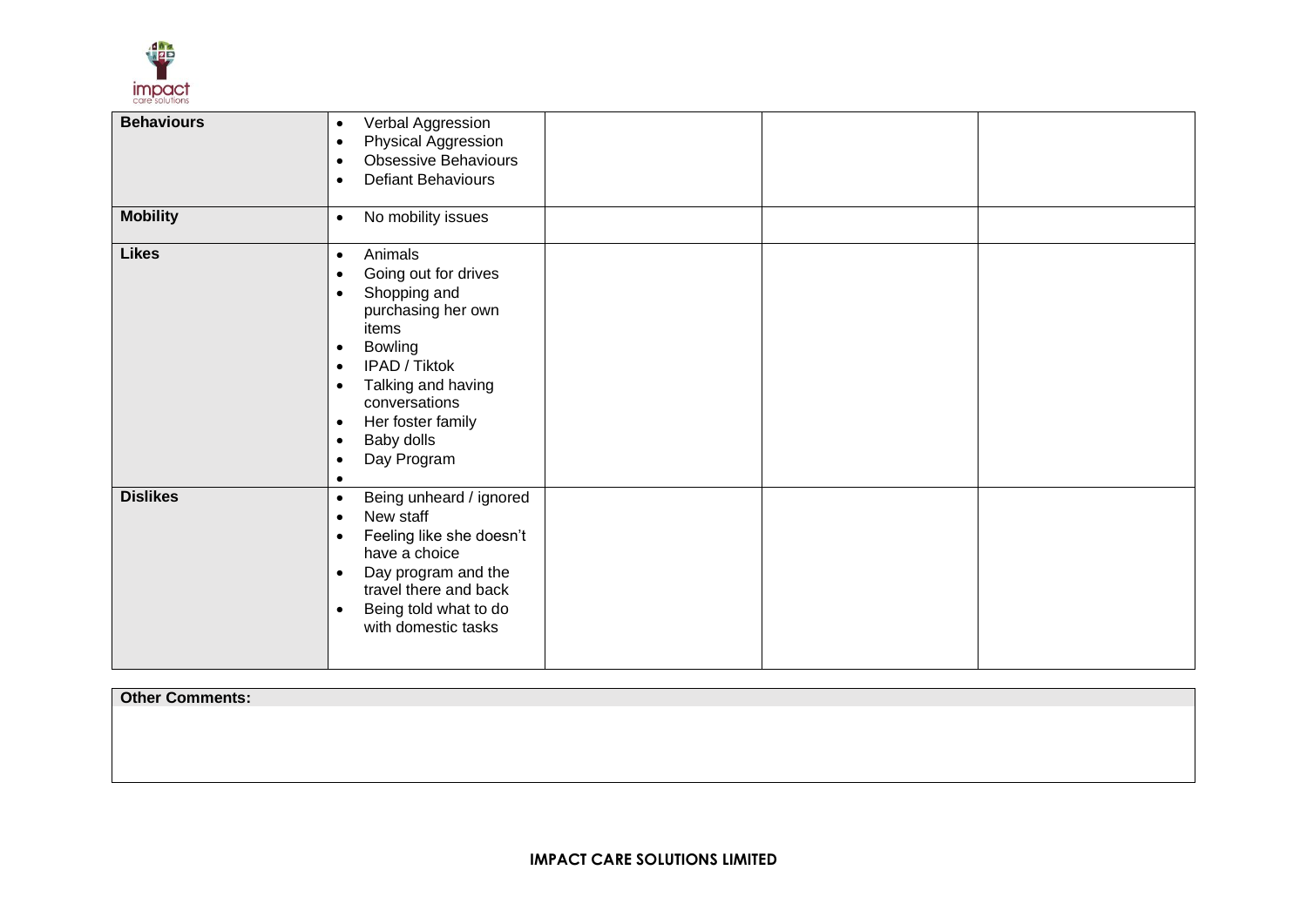| | | | | |
|---|---|---|---|---|
| **Behaviours** | • Verbal Aggression<br>• Physical Aggression<br>• Obsessive Behaviours<br>• Defiant Behaviours | | | |
| **Mobility** | • No mobility issues | | | |
| **Likes** | • Animals<br>• Going out for drives<br>• Shopping and purchasing her own items<br>• Bowling<br>• IPAD / Tiktok<br>• Talking and having conversations<br>• Her foster family<br>• Baby dolls<br>• Day Program<br>• | | | |
| **Dislikes** | • Being unheard / ignored<br>• New staff<br>• Feeling like she doesn't have a choice<br>• Day program and the travel there and back<br>• Being told what to do with domestic tasks | | | |

| **Other Comments:** |
|---|
| |

**IMPACT CARE SOLUTIONS LIMITED**